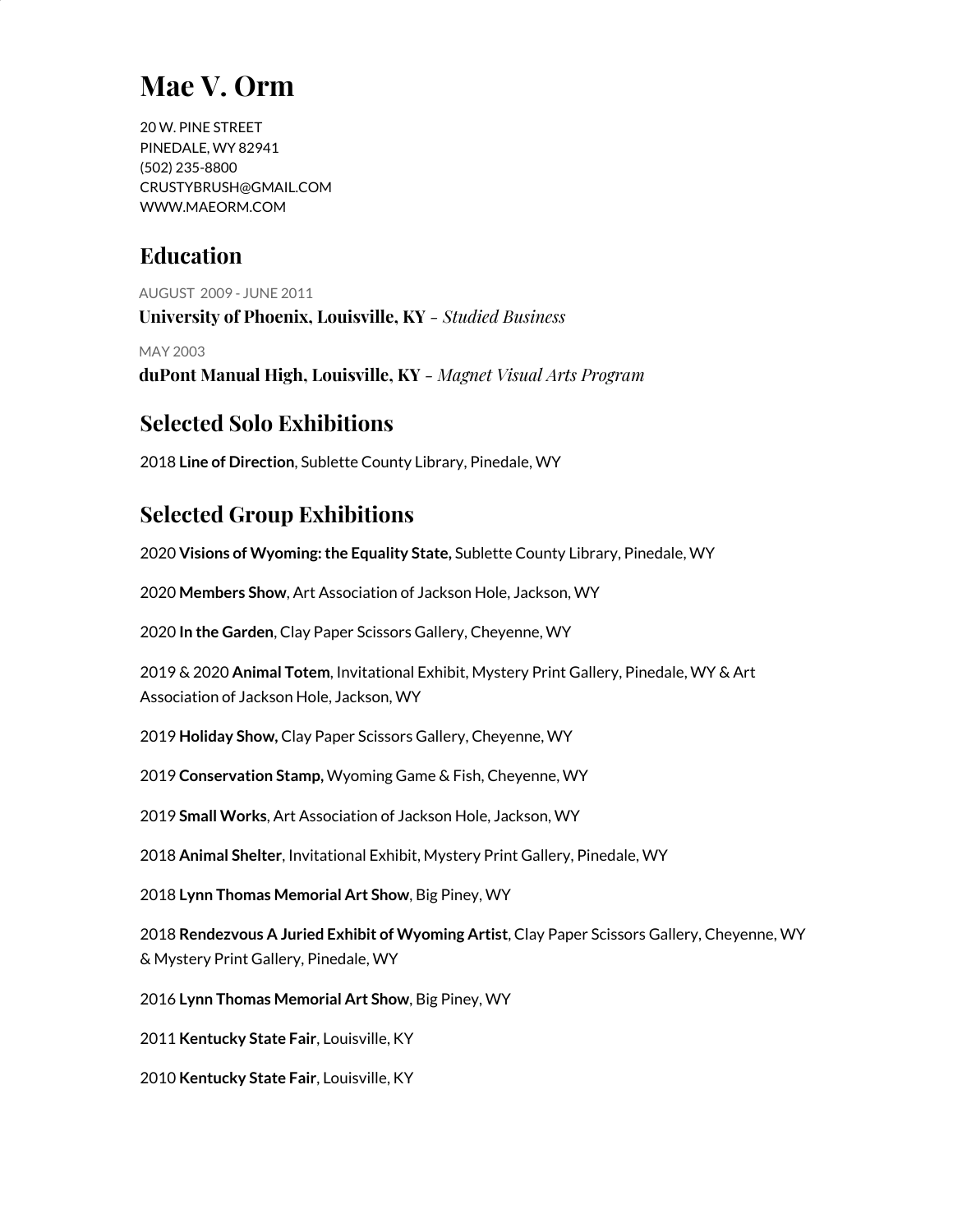# Mae V. Orm

20 W. PINE STREET
PINEDALE, WY 82941
(502) 235-8800
CRUSTYBRUSH@GMAIL.COM
WWW.MAEORM.COM

## Education

AUGUST 2009 - JUNE 2011

**University of Phoenix, Louisville, KY** – *Studied Business*

MAY 2003

**duPont Manual High, Louisville, KY** – *Magnet Visual Arts Program*

## Selected Solo Exhibitions

2018 **Line of Direction**, Sublette County Library, Pinedale, WY

## Selected Group Exhibitions

2020 **Visions of Wyoming: the Equality State,** Sublette County Library, Pinedale, WY

2020 **Members Show**, Art Association of Jackson Hole, Jackson, WY

2020 **In the Garden**, Clay Paper Scissors Gallery, Cheyenne, WY

2019 & 2020 **Animal Totem**, Invitational Exhibit, Mystery Print Gallery, Pinedale, WY & Art Association of Jackson Hole, Jackson, WY

2019 **Holiday Show,** Clay Paper Scissors Gallery, Cheyenne, WY

2019 **Conservation Stamp,** Wyoming Game & Fish, Cheyenne, WY

2019 **Small Works**, Art Association of Jackson Hole, Jackson, WY

2018 **Animal Shelter**, Invitational Exhibit, Mystery Print Gallery, Pinedale, WY

2018 **Lynn Thomas Memorial Art Show**, Big Piney, WY

2018 **Rendezvous A Juried Exhibit of Wyoming Artist**, Clay Paper Scissors Gallery, Cheyenne, WY & Mystery Print Gallery, Pinedale, WY

2016 **Lynn Thomas Memorial Art Show**, Big Piney, WY

2011 **Kentucky State Fair**, Louisville, KY

2010 **Kentucky State Fair**, Louisville, KY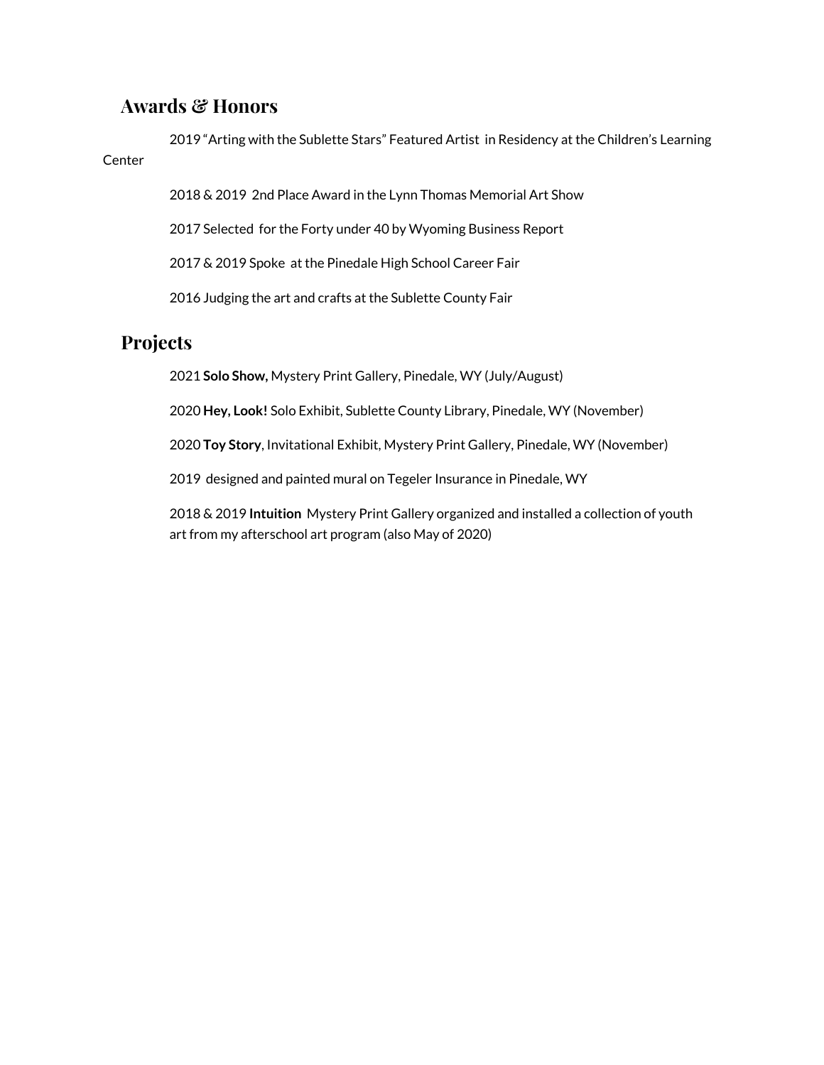## Awards & Honors

2019 “Arting with the Sublette Stars” Featured Artist in Residency at the Children’s Learning Center

2018 & 2019 2nd Place Award in the Lynn Thomas Memorial Art Show

2017 Selected for the Forty under 40 by Wyoming Business Report

2017 & 2019 Spoke at the Pinedale High School Career Fair

2016 Judging the art and crafts at the Sublette County Fair

## Projects

2021 **Solo Show,** Mystery Print Gallery, Pinedale, WY (July/August)

2020 **Hey, Look!** Solo Exhibit, Sublette County Library, Pinedale, WY (November)

2020 **Toy Story**, Invitational Exhibit, Mystery Print Gallery, Pinedale, WY (November)

2019 designed and painted mural on Tegeler Insurance in Pinedale, WY

2018 & 2019 **Intuition** Mystery Print Gallery organized and installed a collection of youth art from my afterschool art program (also May of 2020)